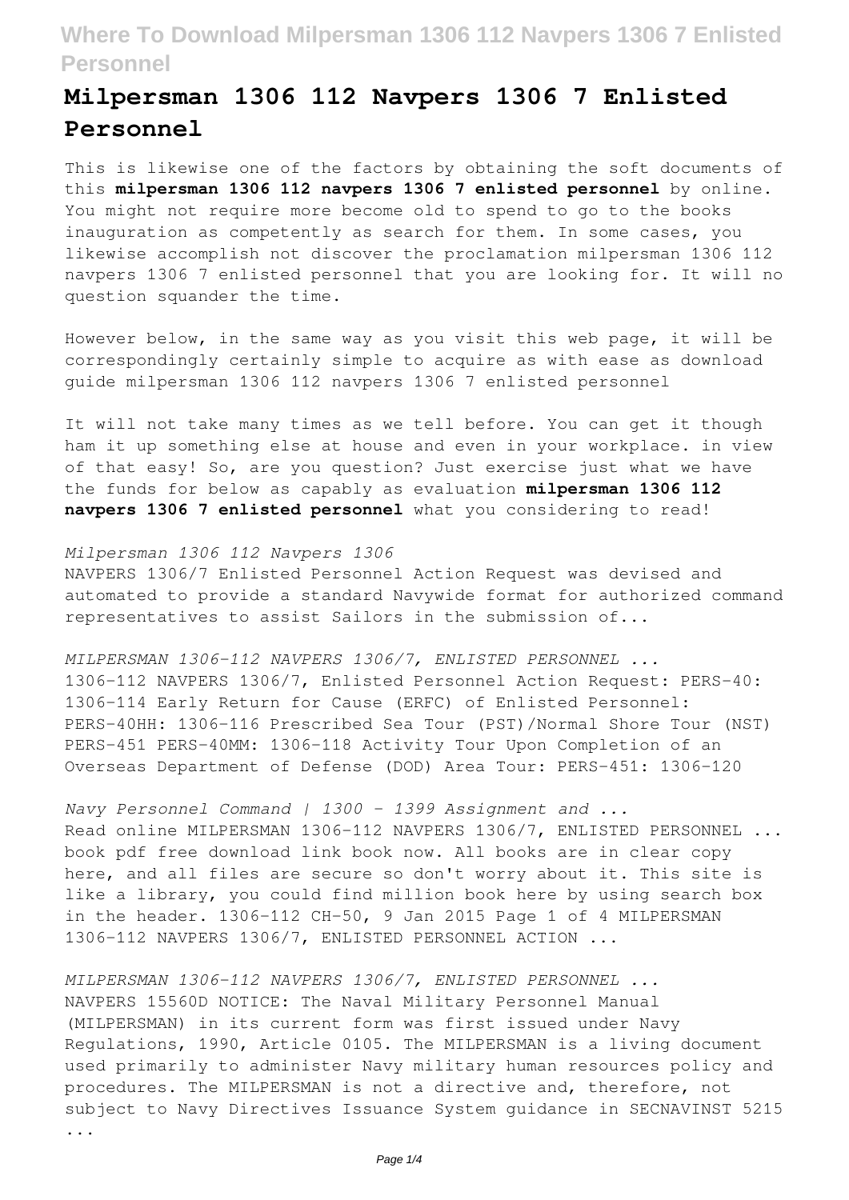# Milpersman 1306 112 Navpers 1306 7 Enlisted Personnel

This is likewise one of the factors by obtaining the soft documents of this **milpersman 1306 112 navpers 1306 7 enlisted personnel** by online. You might not require more become old to spend to go to the books inauguration as competently as search for them. In some cases, you likewise accomplish not discover the proclamation milpersman 1306 112 navpers 1306 7 enlisted personnel that you are looking for. It will no question squander the time.

However below, in the same way as you visit this web page, it will be correspondingly certainly simple to acquire as with ease as download guide milpersman 1306 112 navpers 1306 7 enlisted personnel

It will not take many times as we tell before. You can get it though ham it up something else at house and even in your workplace. in view of that easy! So, are you question? Just exercise just what we have the funds for below as capably as evaluation **milpersman 1306 112 navpers 1306 7 enlisted personnel** what you considering to read!

*Milpersman 1306 112 Navpers 1306*

NAVPERS 1306/7 Enlisted Personnel Action Request was devised and automated to provide a standard Navywide format for authorized command representatives to assist Sailors in the submission of...

*MILPERSMAN 1306-112 NAVPERS 1306/7, ENLISTED PERSONNEL ...*

1306-112 NAVPERS 1306/7, Enlisted Personnel Action Request: PERS-40: 1306-114 Early Return for Cause (ERFC) of Enlisted Personnel: PERS-40HH: 1306-116 Prescribed Sea Tour (PST)/Normal Shore Tour (NST) PERS-451 PERS-40MM: 1306-118 Activity Tour Upon Completion of an Overseas Department of Defense (DOD) Area Tour: PERS-451: 1306-120

*Navy Personnel Command | 1300 - 1399 Assignment and ...*

Read online MILPERSMAN 1306-112 NAVPERS 1306/7, ENLISTED PERSONNEL ... book pdf free download link book now. All books are in clear copy here, and all files are secure so don't worry about it. This site is like a library, you could find million book here by using search box in the header. 1306-112 CH-50, 9 Jan 2015 Page 1 of 4 MILPERSMAN 1306-112 NAVPERS 1306/7, ENLISTED PERSONNEL ACTION ...

*MILPERSMAN 1306-112 NAVPERS 1306/7, ENLISTED PERSONNEL ...*

NAVPERS 15560D NOTICE: The Naval Military Personnel Manual (MILPERSMAN) in its current form was first issued under Navy Regulations, 1990, Article 0105. The MILPERSMAN is a living document used primarily to administer Navy military human resources policy and procedures. The MILPERSMAN is not a directive and, therefore, not subject to Navy Directives Issuance System guidance in SECNAVINST 5215 ...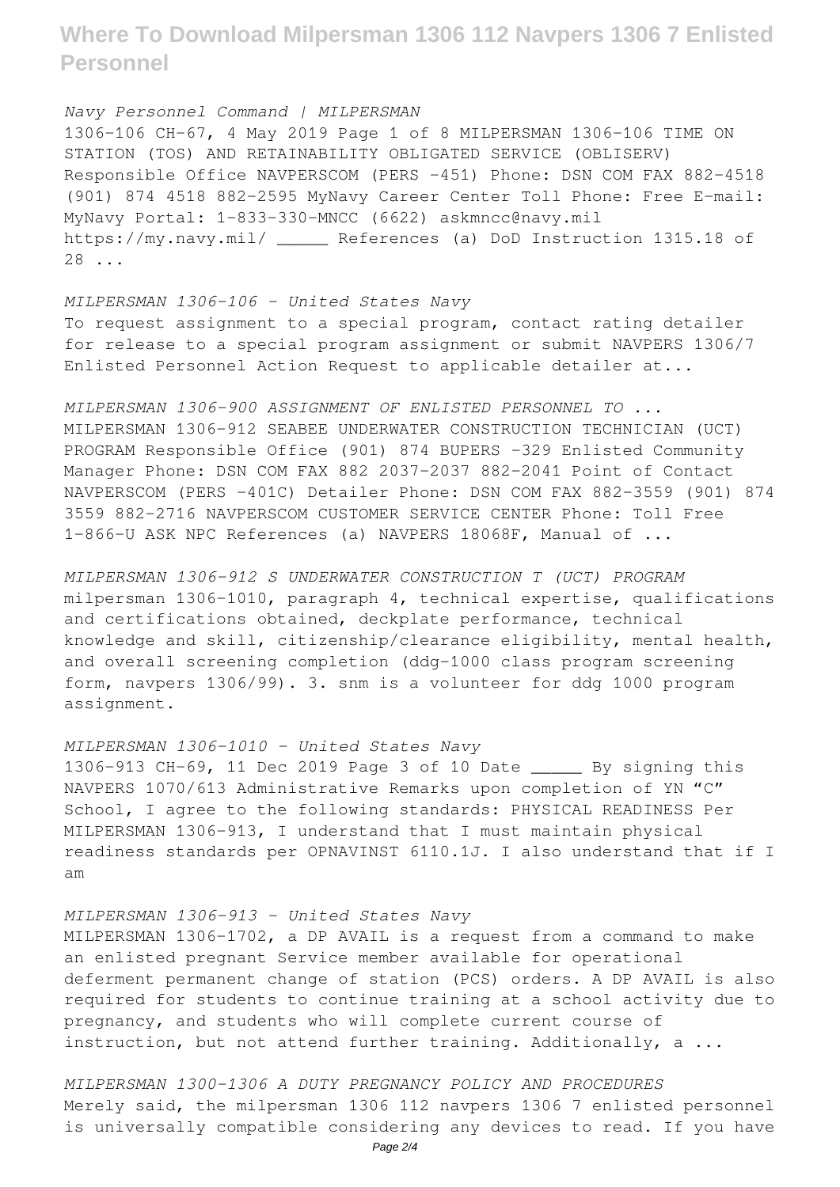*Navy Personnel Command | MILPERSMAN*

1306-106 CH-67, 4 May 2019 Page 1 of 8 MILPERSMAN 1306-106 TIME ON STATION (TOS) AND RETAINABILITY OBLIGATED SERVICE (OBLISERV) Responsible Office NAVPERSCOM (PERS -451) Phone: DSN COM FAX 882-4518 (901) 874 4518 882-2595 MyNavy Career Center Toll Phone: Free E-mail: MyNavy Portal: 1-833-330-MNCC (6622) askmncc@navy.mil https://my.navy.mil/ _____ References (a) DoD Instruction 1315.18 of 28 ...

*MILPERSMAN 1306-106 - United States Navy*

To request assignment to a special program, contact rating detailer for release to a special program assignment or submit NAVPERS 1306/7 Enlisted Personnel Action Request to applicable detailer at...

*MILPERSMAN 1306-900 ASSIGNMENT OF ENLISTED PERSONNEL TO ...*

MILPERSMAN 1306-912 SEABEE UNDERWATER CONSTRUCTION TECHNICIAN (UCT) PROGRAM Responsible Office (901) 874 BUPERS -329 Enlisted Community Manager Phone: DSN COM FAX 882 2037-2037 882-2041 Point of Contact NAVPERSCOM (PERS -401C) Detailer Phone: DSN COM FAX 882-3559 (901) 874 3559 882-2716 NAVPERSCOM CUSTOMER SERVICE CENTER Phone: Toll Free 1-866-U ASK NPC References (a) NAVPERS 18068F, Manual of ...

*MILPERSMAN 1306-912 S UNDERWATER CONSTRUCTION T (UCT) PROGRAM*

milpersman 1306-1010, paragraph 4, technical expertise, qualifications and certifications obtained, deckplate performance, technical knowledge and skill, citizenship/clearance eligibility, mental health, and overall screening completion (ddg-1000 class program screening form, navpers 1306/99). 3. snm is a volunteer for ddg 1000 program assignment.

*MILPERSMAN 1306-1010 - United States Navy*

1306-913 CH-69, 11 Dec 2019 Page 3 of 10 Date _____ By signing this NAVPERS 1070/613 Administrative Remarks upon completion of YN "C" School, I agree to the following standards: PHYSICAL READINESS Per MILPERSMAN 1306-913, I understand that I must maintain physical readiness standards per OPNAVINST 6110.1J. I also understand that if I am

*MILPERSMAN 1306-913 - United States Navy*

MILPERSMAN 1306-1702, a DP AVAIL is a request from a command to make an enlisted pregnant Service member available for operational deferment permanent change of station (PCS) orders. A DP AVAIL is also required for students to continue training at a school activity due to pregnancy, and students who will complete current course of instruction, but not attend further training. Additionally, a ...

*MILPERSMAN 1300-1306 A DUTY PREGNANCY POLICY AND PROCEDURES*

Merely said, the milpersman 1306 112 navpers 1306 7 enlisted personnel is universally compatible considering any devices to read. If you have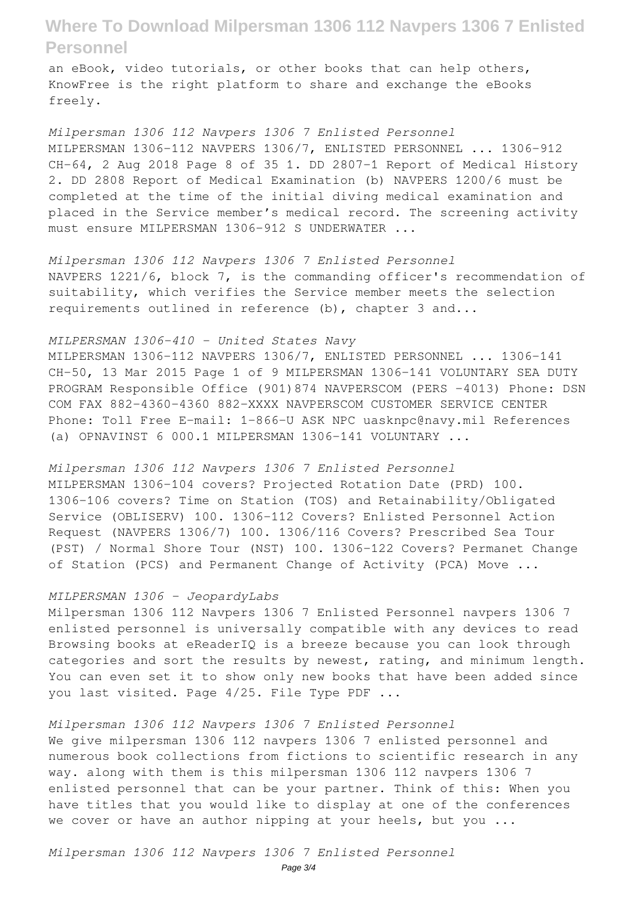an eBook, video tutorials, or other books that can help others, KnowFree is the right platform to share and exchange the eBooks freely.

*Milpersman 1306 112 Navpers 1306 7 Enlisted Personnel*

MILPERSMAN 1306-112 NAVPERS 1306/7, ENLISTED PERSONNEL ... 1306-912 CH-64, 2 Aug 2018 Page 8 of 35 1. DD 2807-1 Report of Medical History 2. DD 2808 Report of Medical Examination (b) NAVPERS 1200/6 must be completed at the time of the initial diving medical examination and placed in the Service member's medical record. The screening activity must ensure MILPERSMAN 1306-912 S UNDERWATER ...

*Milpersman 1306 112 Navpers 1306 7 Enlisted Personnel*

NAVPERS 1221/6, block 7, is the commanding officer's recommendation of suitability, which verifies the Service member meets the selection requirements outlined in reference (b), chapter 3 and...

*MILPERSMAN 1306-410 - United States Navy*

MILPERSMAN 1306-112 NAVPERS 1306/7, ENLISTED PERSONNEL ... 1306-141 CH-50, 13 Mar 2015 Page 1 of 9 MILPERSMAN 1306-141 VOLUNTARY SEA DUTY PROGRAM Responsible Office (901)874 NAVPERSCOM (PERS -4013) Phone: DSN COM FAX 882-4360-4360 882-XXXX NAVPERSCOM CUSTOMER SERVICE CENTER Phone: Toll Free E-mail: 1-866-U ASK NPC uasknpc@navy.mil References (a) OPNAVINST 6 000.1 MILPERSMAN 1306-141 VOLUNTARY ...

*Milpersman 1306 112 Navpers 1306 7 Enlisted Personnel*

MILPERSMAN 1306-104 covers? Projected Rotation Date (PRD) 100. 1306-106 covers? Time on Station (TOS) and Retainability/Obligated Service (OBLISERV) 100. 1306-112 Covers? Enlisted Personnel Action Request (NAVPERS 1306/7) 100. 1306/116 Covers? Prescribed Sea Tour (PST) / Normal Shore Tour (NST) 100. 1306-122 Covers? Permanet Change of Station (PCS) and Permanent Change of Activity (PCA) Move ...

*MILPERSMAN 1306 - JeopardyLabs*

Milpersman 1306 112 Navpers 1306 7 Enlisted Personnel navpers 1306 7 enlisted personnel is universally compatible with any devices to read Browsing books at eReaderIQ is a breeze because you can look through categories and sort the results by newest, rating, and minimum length. You can even set it to show only new books that have been added since you last visited. Page 4/25. File Type PDF ...

*Milpersman 1306 112 Navpers 1306 7 Enlisted Personnel*

We give milpersman 1306 112 navpers 1306 7 enlisted personnel and numerous book collections from fictions to scientific research in any way. along with them is this milpersman 1306 112 navpers 1306 7 enlisted personnel that can be your partner. Think of this: When you have titles that you would like to display at one of the conferences we cover or have an author nipping at your heels, but you ...

*Milpersman 1306 112 Navpers 1306 7 Enlisted Personnel*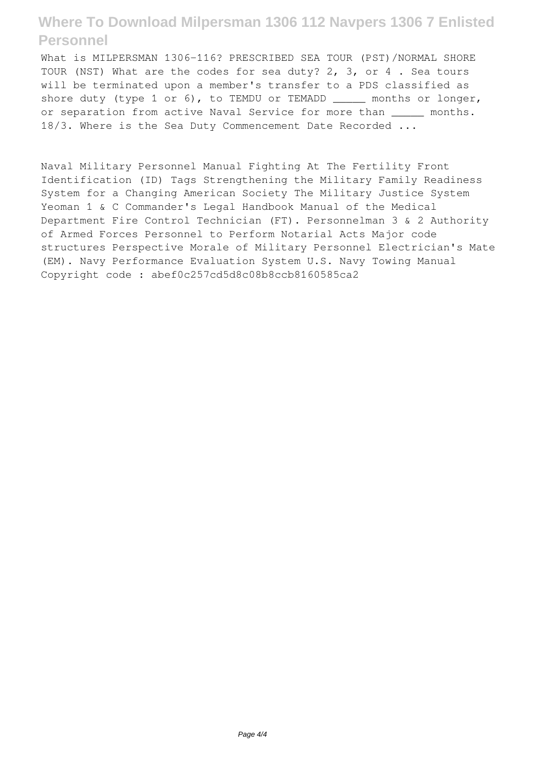What is MILPERSMAN 1306-116? PRESCRIBED SEA TOUR (PST)/NORMAL SHORE TOUR (NST) What are the codes for sea duty? 2, 3, or 4 . Sea tours will be terminated upon a member's transfer to a PDS classified as shore duty (type 1 or 6), to TEMDU or TEMADD _____ months or longer, or separation from active Naval Service for more than _____ months. 18/3. Where is the Sea Duty Commencement Date Recorded ...

Naval Military Personnel Manual Fighting At The Fertility Front Identification (ID) Tags Strengthening the Military Family Readiness System for a Changing American Society The Military Justice System Yeoman 1 & C Commander's Legal Handbook Manual of the Medical Department Fire Control Technician (FT). Personnelman 3 & 2 Authority of Armed Forces Personnel to Perform Notarial Acts Major code structures Perspective Morale of Military Personnel Electrician's Mate (EM). Navy Performance Evaluation System U.S. Navy Towing Manual

Copyright code : abef0c257cd5d8c08b8ccb8160585ca2